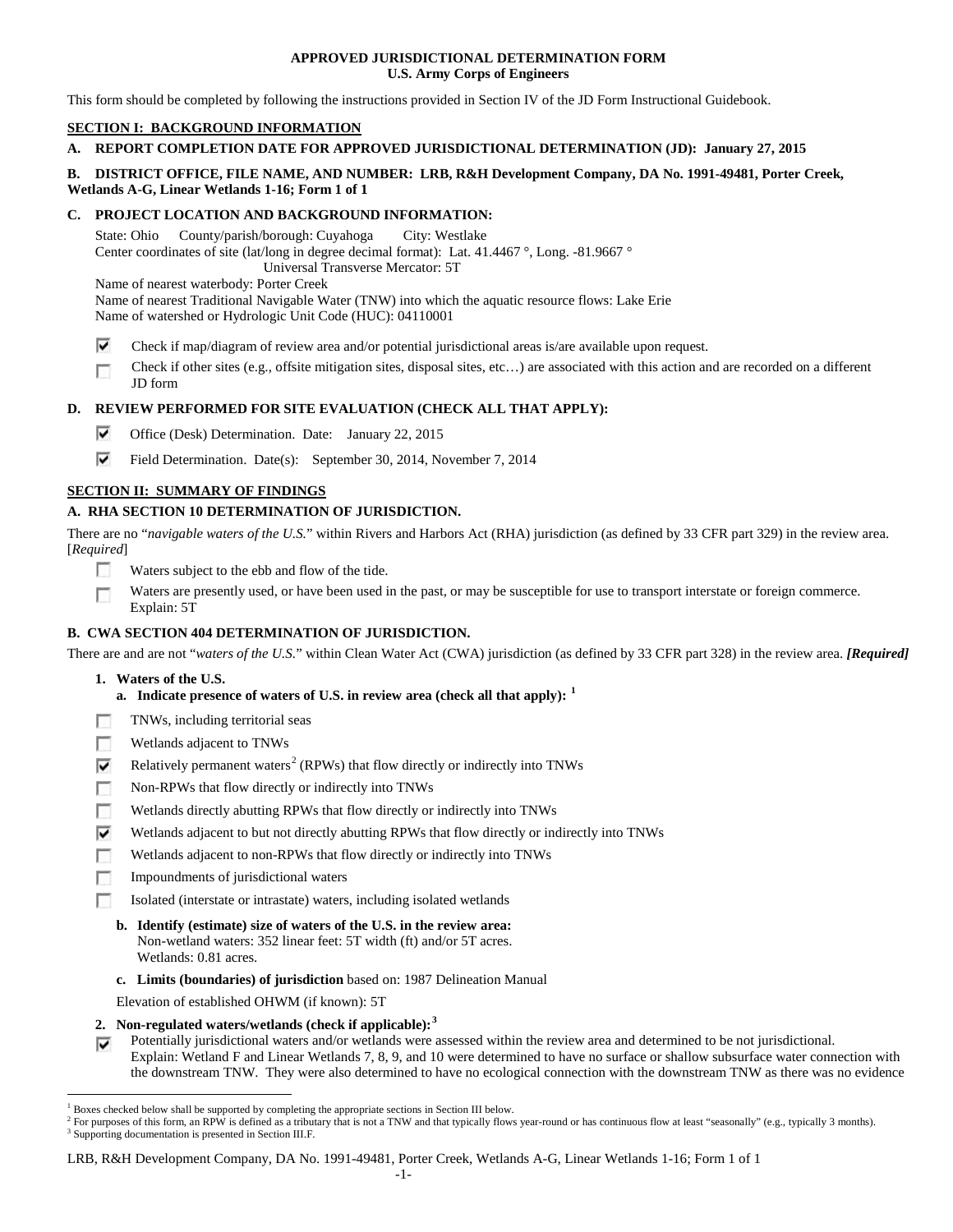**APPROVED JURISDICTIONAL DETERMINATION FORM**
**U.S. Army Corps of Engineers**

This form should be completed by following the instructions provided in Section IV of the JD Form Instructional Guidebook.

## SECTION I: BACKGROUND INFORMATION

**A. REPORT COMPLETION DATE FOR APPROVED JURISDICTIONAL DETERMINATION (JD): January 27, 2015**

**B. DISTRICT OFFICE, FILE NAME, AND NUMBER: LRB, R&H Development Company, DA No. 1991-49481, Porter Creek, Wetlands A-G, Linear Wetlands 1-16; Form 1 of 1**

**C. PROJECT LOCATION AND BACKGROUND INFORMATION:**

State: Ohio County/parish/borough: Cuyahoga City: Westlake
Center coordinates of site (lat/long in degree decimal format): Lat. 41.4467 °, Long. -81.9667 °
Universal Transverse Mercator: 5T
Name of nearest waterbody: Porter Creek
Name of nearest Traditional Navigable Water (TNW) into which the aquatic resource flows: Lake Erie
Name of watershed or Hydrologic Unit Code (HUC): 04110001

- ☑ Check if map/diagram of review area and/or potential jurisdictional areas is/are available upon request.
- ☐ Check if other sites (e.g., offsite mitigation sites, disposal sites, etc…) are associated with this action and are recorded on a different JD form

**D. REVIEW PERFORMED FOR SITE EVALUATION (CHECK ALL THAT APPLY):**

- ☑ Office (Desk) Determination. Date: January 22, 2015
- ☑ Field Determination. Date(s): September 30, 2014, November 7, 2014

## SECTION II: SUMMARY OF FINDINGS

**A. RHA SECTION 10 DETERMINATION OF JURISDICTION.**

There are no "*navigable waters of the U.S.*" within Rivers and Harbors Act (RHA) jurisdiction (as defined by 33 CFR part 329) in the review area. [*Required*]

- ☐ Waters subject to the ebb and flow of the tide.
- ☐ Waters are presently used, or have been used in the past, or may be susceptible for use to transport interstate or foreign commerce. Explain: 5T

**B. CWA SECTION 404 DETERMINATION OF JURISDICTION.**

There are and are not "*waters of the U.S.*" within Clean Water Act (CWA) jurisdiction (as defined by 33 CFR part 328) in the review area. ***[Required]***

**1. Waters of the U.S.**

**a. Indicate presence of waters of U.S. in review area (check all that apply):** [1]

- ☐ TNWs, including territorial seas
- ☐ Wetlands adjacent to TNWs
- ☑ Relatively permanent waters[2] (RPWs) that flow directly or indirectly into TNWs
- ☐ Non-RPWs that flow directly or indirectly into TNWs
- ☐ Wetlands directly abutting RPWs that flow directly or indirectly into TNWs
- ☑ Wetlands adjacent to but not directly abutting RPWs that flow directly or indirectly into TNWs
- ☐ Wetlands adjacent to non-RPWs that flow directly or indirectly into TNWs
- ☐ Impoundments of jurisdictional waters
- ☐ Isolated (interstate or intrastate) waters, including isolated wetlands

**b. Identify (estimate) size of waters of the U.S. in the review area:**
Non-wetland waters: 352 linear feet: 5T width (ft) and/or 5T acres.
Wetlands: 0.81 acres.

**c. Limits (boundaries) of jurisdiction** based on: 1987 Delineation Manual

Elevation of established OHWM (if known): 5T

**2. Non-regulated waters/wetlands (check if applicable):**[3]

☑ Potentially jurisdictional waters and/or wetlands were assessed within the review area and determined to be not jurisdictional. Explain: Wetland F and Linear Wetlands 7, 8, 9, and 10 were determined to have no surface or shallow subsurface water connection with the downstream TNW. They were also determined to have no ecological connection with the downstream TNW as there was no evidence

---

[1] Boxes checked below shall be supported by completing the appropriate sections in Section III below.
[2] For purposes of this form, an RPW is defined as a tributary that is not a TNW and that typically flows year-round or has continuous flow at least "seasonally" (e.g., typically 3 months).
[3] Supporting documentation is presented in Section III.F.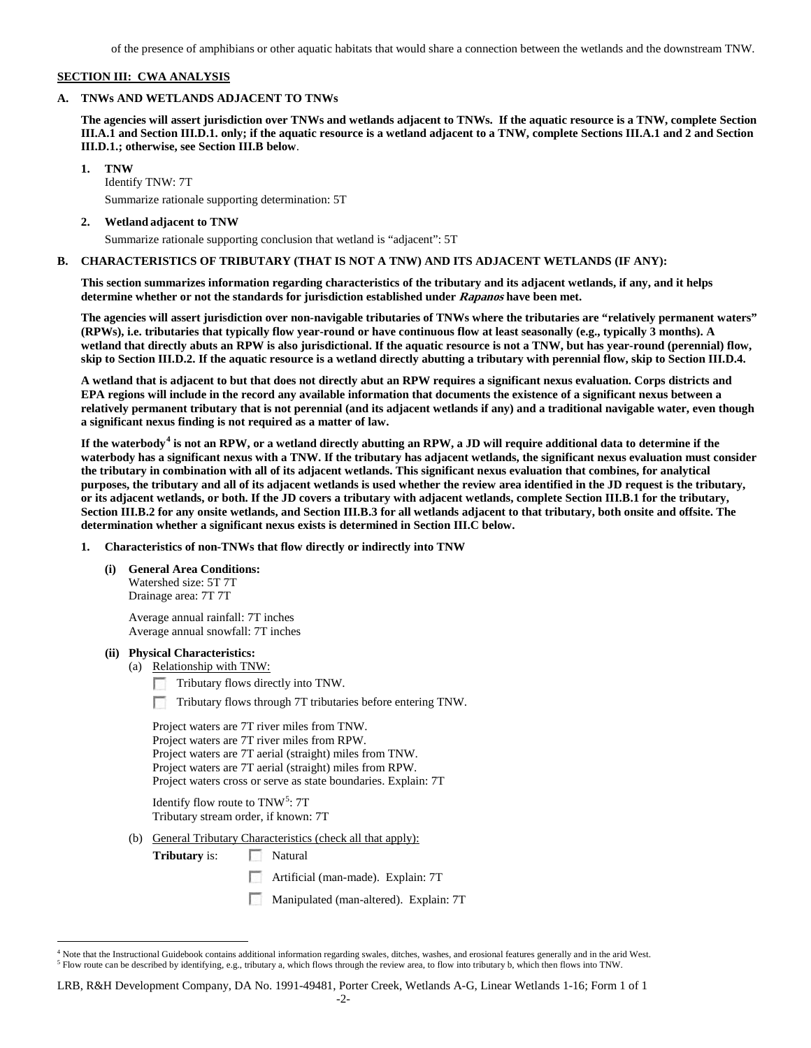of the presence of amphibians or other aquatic habitats that would share a connection between the wetlands and the downstream TNW.

**SECTION III: CWA ANALYSIS**

**A. TNWs AND WETLANDS ADJACENT TO TNWs**

**The agencies will assert jurisdiction over TNWs and wetlands adjacent to TNWs. If the aquatic resource is a TNW, complete Section III.A.1 and Section III.D.1. only; if the aquatic resource is a wetland adjacent to a TNW, complete Sections III.A.1 and 2 and Section III.D.1.; otherwise, see Section III.B below**.

**1. TNW**

Identify TNW: 7T

Summarize rationale supporting determination: 5T

**2. Wetland adjacent to TNW**

Summarize rationale supporting conclusion that wetland is "adjacent": 5T

**B. CHARACTERISTICS OF TRIBUTARY (THAT IS NOT A TNW) AND ITS ADJACENT WETLANDS (IF ANY):**

**This section summarizes information regarding characteristics of the tributary and its adjacent wetlands, if any, and it helps determine whether or not the standards for jurisdiction established under *Rapanos* have been met.**

**The agencies will assert jurisdiction over non-navigable tributaries of TNWs where the tributaries are "relatively permanent waters" (RPWs), i.e. tributaries that typically flow year-round or have continuous flow at least seasonally (e.g., typically 3 months). A wetland that directly abuts an RPW is also jurisdictional. If the aquatic resource is not a TNW, but has year-round (perennial) flow, skip to Section III.D.2. If the aquatic resource is a wetland directly abutting a tributary with perennial flow, skip to Section III.D.4.**

**A wetland that is adjacent to but that does not directly abut an RPW requires a significant nexus evaluation. Corps districts and EPA regions will include in the record any available information that documents the existence of a significant nexus between a relatively permanent tributary that is not perennial (and its adjacent wetlands if any) and a traditional navigable water, even though a significant nexus finding is not required as a matter of law.**

**If the waterbody[4] is not an RPW, or a wetland directly abutting an RPW, a JD will require additional data to determine if the waterbody has a significant nexus with a TNW. If the tributary has adjacent wetlands, the significant nexus evaluation must consider the tributary in combination with all of its adjacent wetlands. This significant nexus evaluation that combines, for analytical purposes, the tributary and all of its adjacent wetlands is used whether the review area identified in the JD request is the tributary, or its adjacent wetlands, or both. If the JD covers a tributary with adjacent wetlands, complete Section III.B.1 for the tributary, Section III.B.2 for any onsite wetlands, and Section III.B.3 for all wetlands adjacent to that tributary, both onsite and offsite. The determination whether a significant nexus exists is determined in Section III.C below.**

**1. Characteristics of non-TNWs that flow directly or indirectly into TNW**

**(i) General Area Conditions:**

Watershed size: 5T 7T
Drainage area: 7T 7T

Average annual rainfall: 7T inches
Average annual snowfall: 7T inches

**(ii) Physical Characteristics:**

(a) Relationship with TNW:

☐ Tributary flows directly into TNW.

☐ Tributary flows through 7T tributaries before entering TNW.

Project waters are 7T river miles from TNW.
Project waters are 7T river miles from RPW.
Project waters are 7T aerial (straight) miles from TNW.
Project waters are 7T aerial (straight) miles from RPW.
Project waters cross or serve as state boundaries. Explain: 7T

Identify flow route to TNW[5]: 7T
Tributary stream order, if known: 7T

(b) General Tributary Characteristics (check all that apply):

**Tributary** is: ☐ Natural

☐ Artificial (man-made). Explain: 7T

☐ Manipulated (man-altered). Explain: 7T

[4] Note that the Instructional Guidebook contains additional information regarding swales, ditches, washes, and erosional features generally and in the arid West.
[5] Flow route can be described by identifying, e.g., tributary a, which flows through the review area, to flow into tributary b, which then flows into TNW.

LRB, R&H Development Company, DA No. 1991-49481, Porter Creek, Wetlands A-G, Linear Wetlands 1-16; Form 1 of 1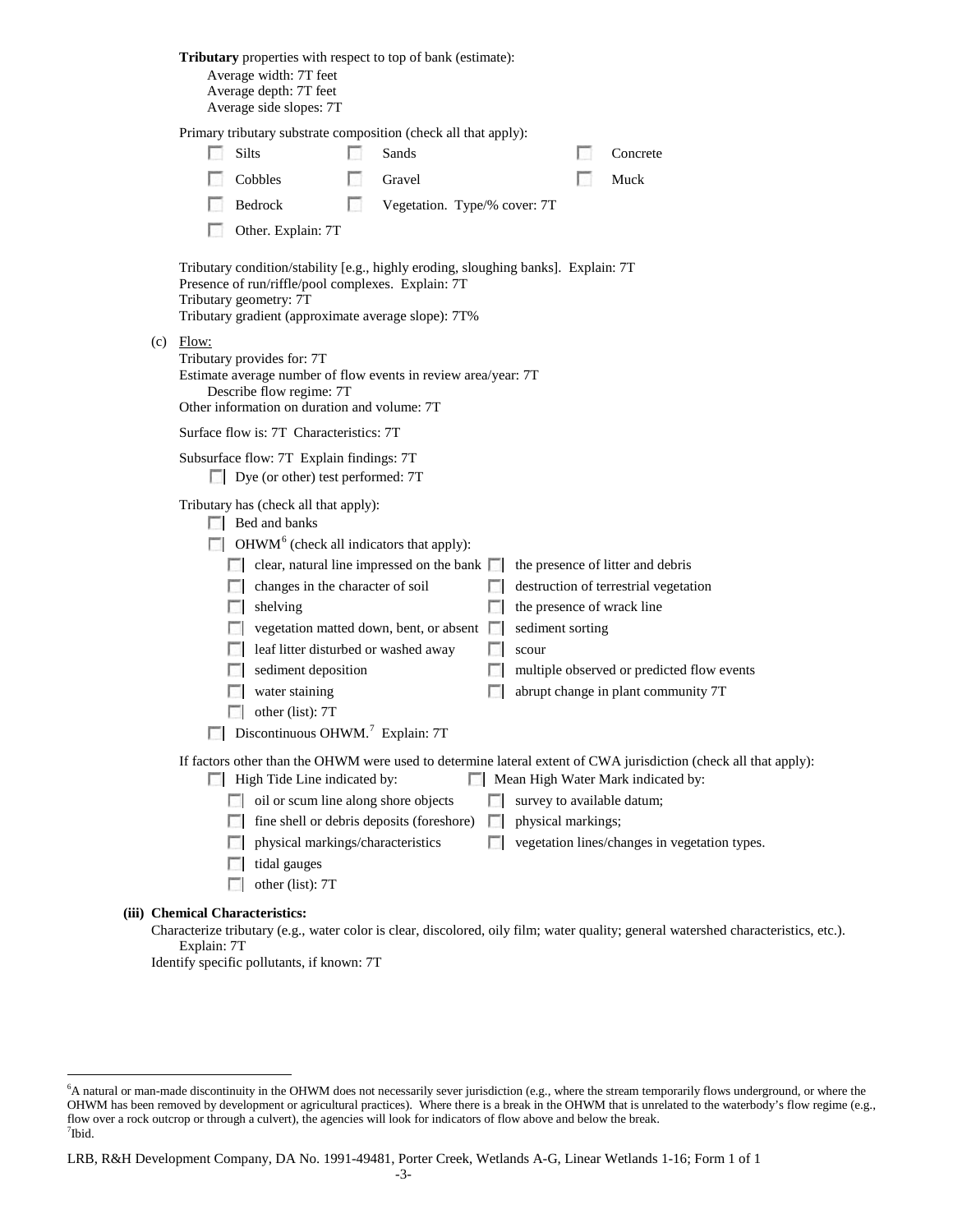**Tributary** properties with respect to top of bank (estimate):

Average width: 7T feet
Average depth: 7T feet
Average side slopes: 7T

Primary tributary substrate composition (check all that apply):

- ☐ Silts
- ☐ Sands
- ☐ Concrete
- ☐ Cobbles
- ☐ Gravel
- ☐ Muck
- ☐ Bedrock
- ☐ Vegetation. Type/% cover: 7T
- ☐ Other. Explain: 7T

Tributary condition/stability [e.g., highly eroding, sloughing banks]. Explain: 7T
Presence of run/riffle/pool complexes. Explain: 7T
Tributary geometry: 7T
Tributary gradient (approximate average slope): 7T%

(c) Flow:

Tributary provides for: 7T
Estimate average number of flow events in review area/year: 7T
Describe flow regime: 7T
Other information on duration and volume: 7T

Surface flow is: 7T Characteristics: 7T

Subsurface flow: 7T Explain findings: 7T
- ☐ Dye (or other) test performed: 7T

Tributary has (check all that apply):
- ☐ Bed and banks
- ☐ OHWM[6] (check all indicators that apply):
  - ☐ clear, natural line impressed on the bank
  - ☐ the presence of litter and debris
  - ☐ changes in the character of soil
  - ☐ destruction of terrestrial vegetation
  - ☐ shelving
  - ☐ the presence of wrack line
  - ☐ vegetation matted down, bent, or absent
  - ☐ sediment sorting
  - ☐ leaf litter disturbed or washed away
  - ☐ scour
  - ☐ sediment deposition
  - ☐ multiple observed or predicted flow events
  - ☐ water staining
  - ☐ abrupt change in plant community 7T
  - ☐ other (list): 7T
- ☐ Discontinuous OHWM.[7] Explain: 7T

If factors other than the OHWM were used to determine lateral extent of CWA jurisdiction (check all that apply):
- ☐ High Tide Line indicated by:
  - ☐ oil or scum line along shore objects
  - ☐ fine shell or debris deposits (foreshore)
  - ☐ physical markings/characteristics
  - ☐ tidal gauges
  - ☐ other (list): 7T
- ☐ Mean High Water Mark indicated by:
  - ☐ survey to available datum;
  - ☐ physical markings;
  - ☐ vegetation lines/changes in vegetation types.

**(iii) Chemical Characteristics:**

Characterize tributary (e.g., water color is clear, discolored, oily film; water quality; general watershed characteristics, etc.). Explain: 7T
Identify specific pollutants, if known: 7T

---

[6]A natural or man-made discontinuity in the OHWM does not necessarily sever jurisdiction (e.g., where the stream temporarily flows underground, or where the OHWM has been removed by development or agricultural practices). Where there is a break in the OHWM that is unrelated to the waterbody's flow regime (e.g., flow over a rock outcrop or through a culvert), the agencies will look for indicators of flow above and below the break.
[7]Ibid.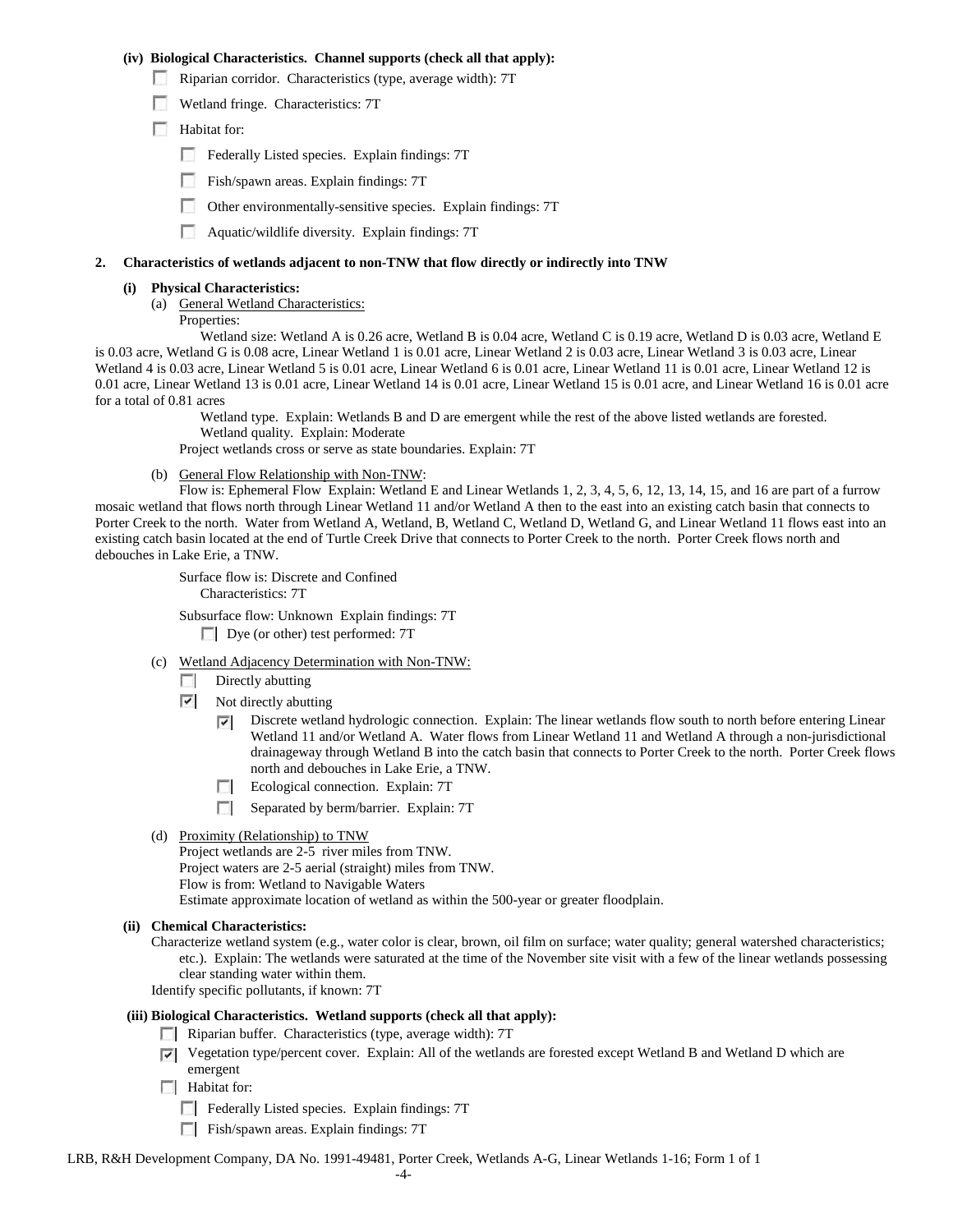**(iv) Biological Characteristics. Channel supports (check all that apply):**

- ☐ Riparian corridor. Characteristics (type, average width): 7T
- ☐ Wetland fringe. Characteristics: 7T
- ☐ Habitat for:
  - ☐ Federally Listed species. Explain findings: 7T
  - ☐ Fish/spawn areas. Explain findings: 7T
  - ☐ Other environmentally-sensitive species. Explain findings: 7T
  - ☐ Aquatic/wildlife diversity. Explain findings: 7T

**2. Characteristics of wetlands adjacent to non-TNW that flow directly or indirectly into TNW**

**(i) Physical Characteristics:**

(a) General Wetland Characteristics:

Properties:

Wetland size: Wetland A is 0.26 acre, Wetland B is 0.04 acre, Wetland C is 0.19 acre, Wetland D is 0.03 acre, Wetland E is 0.03 acre, Wetland G is 0.08 acre, Linear Wetland 1 is 0.01 acre, Linear Wetland 2 is 0.03 acre, Linear Wetland 3 is 0.03 acre, Linear Wetland 4 is 0.03 acre, Linear Wetland 5 is 0.01 acre, Linear Wetland 6 is 0.01 acre, Linear Wetland 11 is 0.01 acre, Linear Wetland 12 is 0.01 acre, Linear Wetland 13 is 0.01 acre, Linear Wetland 14 is 0.01 acre, Linear Wetland 15 is 0.01 acre, and Linear Wetland 16 is 0.01 acre for a total of 0.81 acres

Wetland type. Explain: Wetlands B and D are emergent while the rest of the above listed wetlands are forested.

Wetland quality. Explain: Moderate

Project wetlands cross or serve as state boundaries. Explain: 7T

(b) General Flow Relationship with Non-TNW:

Flow is: Ephemeral Flow Explain: Wetland E and Linear Wetlands 1, 2, 3, 4, 5, 6, 12, 13, 14, 15, and 16 are part of a furrow mosaic wetland that flows north through Linear Wetland 11 and/or Wetland A then to the east into an existing catch basin that connects to Porter Creek to the north. Water from Wetland A, Wetland, B, Wetland C, Wetland D, Wetland G, and Linear Wetland 11 flows east into an existing catch basin located at the end of Turtle Creek Drive that connects to Porter Creek to the north. Porter Creek flows north and debouches in Lake Erie, a TNW.

Surface flow is: Discrete and Confined

Characteristics: 7T

Subsurface flow: Unknown Explain findings: 7T

☐ Dye (or other) test performed: 7T

(c) Wetland Adjacency Determination with Non-TNW:

- ☐ Directly abutting
- ☑ Not directly abutting
  - ☑ Discrete wetland hydrologic connection. Explain: The linear wetlands flow south to north before entering Linear Wetland 11 and/or Wetland A. Water flows from Linear Wetland 11 and Wetland A through a non-jurisdictional drainageway through Wetland B into the catch basin that connects to Porter Creek to the north. Porter Creek flows north and debouches in Lake Erie, a TNW.
  - ☐ Ecological connection. Explain: 7T
  - ☐ Separated by berm/barrier. Explain: 7T

(d) Proximity (Relationship) to TNW

Project wetlands are 2-5 river miles from TNW.

Project waters are 2-5 aerial (straight) miles from TNW.

Flow is from: Wetland to Navigable Waters

Estimate approximate location of wetland as within the 500-year or greater floodplain.

**(ii) Chemical Characteristics:**

Characterize wetland system (e.g., water color is clear, brown, oil film on surface; water quality; general watershed characteristics; etc.). Explain: The wetlands were saturated at the time of the November site visit with a few of the linear wetlands possessing clear standing water within them.

Identify specific pollutants, if known: 7T

**(iii) Biological Characteristics. Wetland supports (check all that apply):**

- ☐ Riparian buffer. Characteristics (type, average width): 7T
- ☑ Vegetation type/percent cover. Explain: All of the wetlands are forested except Wetland B and Wetland D which are emergent
- ☐ Habitat for:
  - ☐ Federally Listed species. Explain findings: 7T
  - ☐ Fish/spawn areas. Explain findings: 7T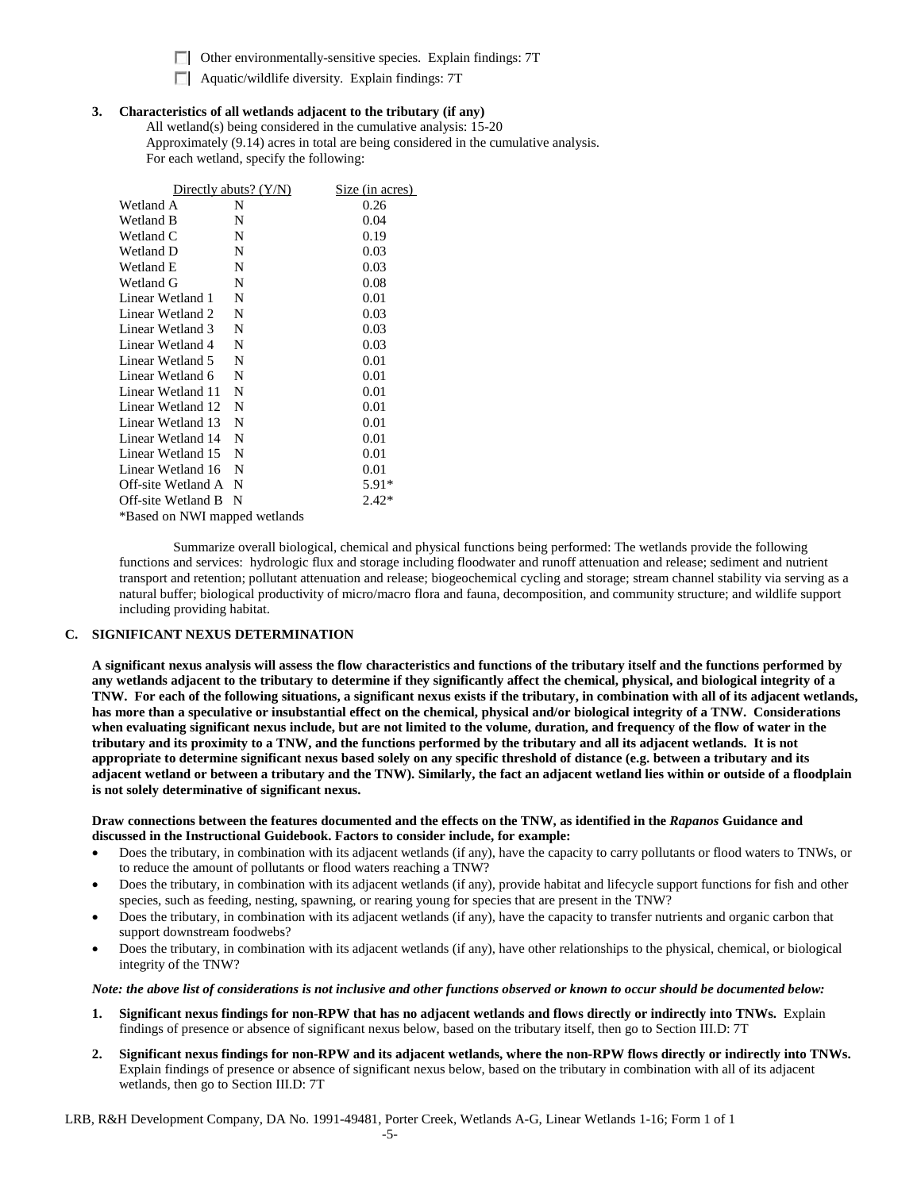☐ Other environmentally-sensitive species. Explain findings: 7T

☐ Aquatic/wildlife diversity. Explain findings: 7T

**3. Characteristics of all wetlands adjacent to the tributary (if any)**

All wetland(s) being considered in the cumulative analysis: 15-20

Approximately (9.14) acres in total are being considered in the cumulative analysis.

For each wetland, specify the following:

| | Directly abuts? (Y/N) | Size (in acres) |
|---|---|---|
| Wetland A | N | 0.26 |
| Wetland B | N | 0.04 |
| Wetland C | N | 0.19 |
| Wetland D | N | 0.03 |
| Wetland E | N | 0.03 |
| Wetland G | N | 0.08 |
| Linear Wetland 1 | N | 0.01 |
| Linear Wetland 2 | N | 0.03 |
| Linear Wetland 3 | N | 0.03 |
| Linear Wetland 4 | N | 0.03 |
| Linear Wetland 5 | N | 0.01 |
| Linear Wetland 6 | N | 0.01 |
| Linear Wetland 11 | N | 0.01 |
| Linear Wetland 12 | N | 0.01 |
| Linear Wetland 13 | N | 0.01 |
| Linear Wetland 14 | N | 0.01 |
| Linear Wetland 15 | N | 0.01 |
| Linear Wetland 16 | N | 0.01 |
| Off-site Wetland A | N | 5.91* |
| Off-site Wetland B | N | 2.42* |

*Based on NWI mapped wetlands

Summarize overall biological, chemical and physical functions being performed: The wetlands provide the following functions and services: hydrologic flux and storage including floodwater and runoff attenuation and release; sediment and nutrient transport and retention; pollutant attenuation and release; biogeochemical cycling and storage; stream channel stability via serving as a natural buffer; biological productivity of micro/macro flora and fauna, decomposition, and community structure; and wildlife support including providing habitat.

### C. SIGNIFICANT NEXUS DETERMINATION

**A significant nexus analysis will assess the flow characteristics and functions of the tributary itself and the functions performed by any wetlands adjacent to the tributary to determine if they significantly affect the chemical, physical, and biological integrity of a TNW. For each of the following situations, a significant nexus exists if the tributary, in combination with all of its adjacent wetlands, has more than a speculative or insubstantial effect on the chemical, physical and/or biological integrity of a TNW. Considerations when evaluating significant nexus include, but are not limited to the volume, duration, and frequency of the flow of water in the tributary and its proximity to a TNW, and the functions performed by the tributary and all its adjacent wetlands. It is not appropriate to determine significant nexus based solely on any specific threshold of distance (e.g. between a tributary and its adjacent wetland or between a tributary and the TNW). Similarly, the fact an adjacent wetland lies within or outside of a floodplain is not solely determinative of significant nexus.**

**Draw connections between the features documented and the effects on the TNW, as identified in the *Rapanos* Guidance and discussed in the Instructional Guidebook. Factors to consider include, for example:**

- Does the tributary, in combination with its adjacent wetlands (if any), have the capacity to carry pollutants or flood waters to TNWs, or to reduce the amount of pollutants or flood waters reaching a TNW?
- Does the tributary, in combination with its adjacent wetlands (if any), provide habitat and lifecycle support functions for fish and other species, such as feeding, nesting, spawning, or rearing young for species that are present in the TNW?
- Does the tributary, in combination with its adjacent wetlands (if any), have the capacity to transfer nutrients and organic carbon that support downstream foodwebs?
- Does the tributary, in combination with its adjacent wetlands (if any), have other relationships to the physical, chemical, or biological integrity of the TNW?

***Note: the above list of considerations is not inclusive and other functions observed or known to occur should be documented below:***

1. **Significant nexus findings for non-RPW that has no adjacent wetlands and flows directly or indirectly into TNWs.** Explain findings of presence or absence of significant nexus below, based on the tributary itself, then go to Section III.D: 7T

2. **Significant nexus findings for non-RPW and its adjacent wetlands, where the non-RPW flows directly or indirectly into TNWs.** Explain findings of presence or absence of significant nexus below, based on the tributary in combination with all of its adjacent wetlands, then go to Section III.D: 7T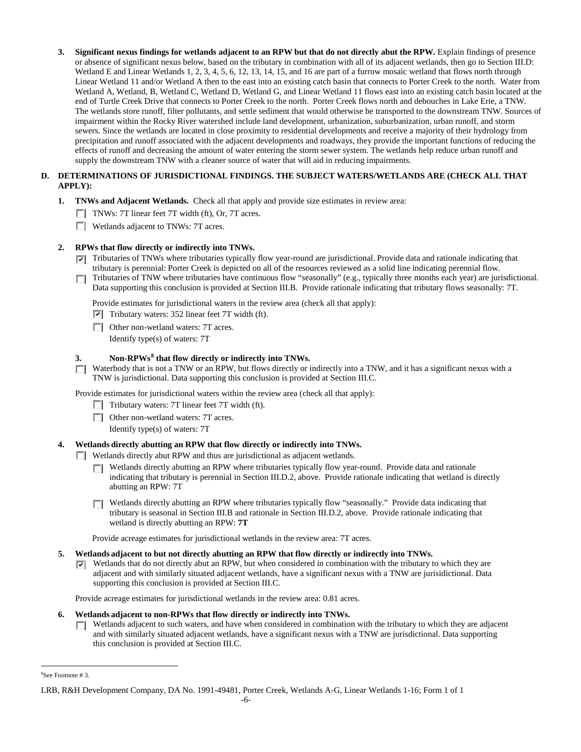3. **Significant nexus findings for wetlands adjacent to an RPW but that do not directly abut the RPW.** Explain findings of presence or absence of significant nexus below, based on the tributary in combination with all of its adjacent wetlands, then go to Section III.D: Wetland E and Linear Wetlands 1, 2, 3, 4, 5, 6, 12, 13, 14, 15, and 16 are part of a furrow mosaic wetland that flows north through Linear Wetland 11 and/or Wetland A then to the east into an existing catch basin that connects to Porter Creek to the north. Water from Wetland A, Wetland, B, Wetland C, Wetland D, Wetland G, and Linear Wetland 11 flows east into an existing catch basin located at the end of Turtle Creek Drive that connects to Porter Creek to the north. Porter Creek flows north and debouches in Lake Erie, a TNW. The wetlands store runoff, filter pollutants, and settle sediment that would otherwise be transported to the downstream TNW. Sources of impairment within the Rocky River watershed include land development, urbanization, suburbanization, urban runoff, and storm sewers. Since the wetlands are located in close proximity to residential developments and receive a majority of their hydrology from precipitation and runoff associated with the adjacent developments and roadways, they provide the important functions of reducing the effects of runoff and decreasing the amount of water entering the storm sewer system. The wetlands help reduce urban runoff and supply the downstream TNW with a cleaner source of water that will aid in reducing impairments.

## D. DETERMINATIONS OF JURISDICTIONAL FINDINGS. THE SUBJECT WATERS/WETLANDS ARE (CHECK ALL THAT APPLY):

1. **TNWs and Adjacent Wetlands.** Check all that apply and provide size estimates in review area:
   - ☐ TNWs: 7T linear feet 7T width (ft), Or, 7T acres.
   - ☐ Wetlands adjacent to TNWs: 7T acres.

2. **RPWs that flow directly or indirectly into TNWs.**
   - ☑ Tributaries of TNWs where tributaries typically flow year-round are jurisdictional. Provide data and rationale indicating that tributary is perennial: Porter Creek is depicted on all of the resources reviewed as a solid line indicating perennial flow.
   - ☐ Tributaries of TNW where tributaries have continuous flow "seasonally" (e.g., typically three months each year) are jurisdictional. Data supporting this conclusion is provided at Section III.B. Provide rationale indicating that tributary flows seasonally: 7T.

   Provide estimates for jurisdictional waters in the review area (check all that apply):
   - ☑ Tributary waters: 352 linear feet 7T width (ft).
   - ☐ Other non-wetland waters: 7T acres.
     Identify type(s) of waters: 7T

3. **Non-RPWs[8] that flow directly or indirectly into TNWs.**
   - ☐ Waterbody that is not a TNW or an RPW, but flows directly or indirectly into a TNW, and it has a significant nexus with a TNW is jurisdictional. Data supporting this conclusion is provided at Section III.C.

   Provide estimates for jurisdictional waters within the review area (check all that apply):
   - ☐ Tributary waters: 7T linear feet 7T width (ft).
   - ☐ Other non-wetland waters: 7T acres.
     Identify type(s) of waters: 7T

4. **Wetlands directly abutting an RPW that flow directly or indirectly into TNWs.**
   - ☐ Wetlands directly abut RPW and thus are jurisdictional as adjacent wetlands.
     - ☐ Wetlands directly abutting an RPW where tributaries typically flow year-round. Provide data and rationale indicating that tributary is perennial in Section III.D.2, above. Provide rationale indicating that wetland is directly abutting an RPW: 7T
     - ☐ Wetlands directly abutting an RPW where tributaries typically flow "seasonally." Provide data indicating that tributary is seasonal in Section III.B and rationale in Section III.D.2, above. Provide rationale indicating that wetland is directly abutting an RPW: **7T**

   Provide acreage estimates for jurisdictional wetlands in the review area: 7T acres.

5. **Wetlands adjacent to but not directly abutting an RPW that flow directly or indirectly into TNWs.**
   - ☑ Wetlands that do not directly abut an RPW, but when considered in combination with the tributary to which they are adjacent and with similarly situated adjacent wetlands, have a significant nexus with a TNW are jurisidictional. Data supporting this conclusion is provided at Section III.C.

   Provide acreage estimates for jurisdictional wetlands in the review area: 0.81 acres.

6. **Wetlands adjacent to non-RPWs that flow directly or indirectly into TNWs.**
   - ☐ Wetlands adjacent to such waters, and have when considered in combination with the tributary to which they are adjacent and with similarly situated adjacent wetlands, have a significant nexus with a TNW are jurisdictional. Data supporting this conclusion is provided at Section III.C.

---

[8] See Footnote # 3.

LRB, R&H Development Company, DA No. 1991-49481, Porter Creek, Wetlands A-G, Linear Wetlands 1-16; Form 1 of 1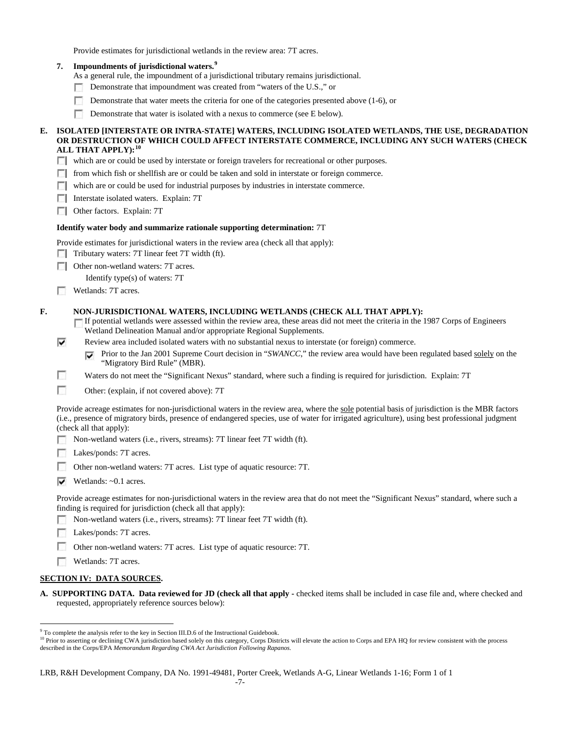Provide estimates for jurisdictional wetlands in the review area: 7T acres.

**7. Impoundments of jurisdictional waters.**[9]

As a general rule, the impoundment of a jurisdictional tributary remains jurisdictional.

- [ ] Demonstrate that impoundment was created from "waters of the U.S.," or
- [ ] Demonstrate that water meets the criteria for one of the categories presented above (1-6), or
- [ ] Demonstrate that water is isolated with a nexus to commerce (see E below).

**E. ISOLATED [INTERSTATE OR INTRA-STATE] WATERS, INCLUDING ISOLATED WETLANDS, THE USE, DEGRADATION OR DESTRUCTION OF WHICH COULD AFFECT INTERSTATE COMMERCE, INCLUDING ANY SUCH WATERS (CHECK ALL THAT APPLY):**[10]

- [ ] which are or could be used by interstate or foreign travelers for recreational or other purposes.
- [ ] from which fish or shellfish are or could be taken and sold in interstate or foreign commerce.
- [ ] which are or could be used for industrial purposes by industries in interstate commerce.
- [ ] Interstate isolated waters. Explain: 7T
- [ ] Other factors. Explain: 7T

**Identify water body and summarize rationale supporting determination:** 7T

Provide estimates for jurisdictional waters in the review area (check all that apply):

- [ ] Tributary waters: 7T linear feet 7T width (ft).
- [ ] Other non-wetland waters: 7T acres.
  Identify type(s) of waters: 7T
- [ ] Wetlands: 7T acres.

**F. NON-JURISDICTIONAL WATERS, INCLUDING WETLANDS (CHECK ALL THAT APPLY):**

- [ ] If potential wetlands were assessed within the review area, these areas did not meet the criteria in the 1987 Corps of Engineers Wetland Delineation Manual and/or appropriate Regional Supplements.
- [x] Review area included isolated waters with no substantial nexus to interstate (or foreign) commerce.
  - [x] Prior to the Jan 2001 Supreme Court decision in "*SWANCC*," the review area would have been regulated based solely on the "Migratory Bird Rule" (MBR).
- [ ] Waters do not meet the "Significant Nexus" standard, where such a finding is required for jurisdiction. Explain: 7T
- [ ] Other: (explain, if not covered above): 7T

Provide acreage estimates for non-jurisdictional waters in the review area, where the sole potential basis of jurisdiction is the MBR factors (i.e., presence of migratory birds, presence of endangered species, use of water for irrigated agriculture), using best professional judgment (check all that apply):

- [ ] Non-wetland waters (i.e., rivers, streams): 7T linear feet 7T width (ft).
- [ ] Lakes/ponds: 7T acres.
- [ ] Other non-wetland waters: 7T acres. List type of aquatic resource: 7T.
- [x] Wetlands: ~0.1 acres.

Provide acreage estimates for non-jurisdictional waters in the review area that do not meet the "Significant Nexus" standard, where such a finding is required for jurisdiction (check all that apply):

- [ ] Non-wetland waters (i.e., rivers, streams): 7T linear feet 7T width (ft).
- [ ] Lakes/ponds: 7T acres.
- [ ] Other non-wetland waters: 7T acres. List type of aquatic resource: 7T.
- [ ] Wetlands: 7T acres.

## SECTION IV: DATA SOURCES.

**A. SUPPORTING DATA. Data reviewed for JD (check all that apply** - checked items shall be included in case file and, where checked and requested, appropriately reference sources below):

---

[9] To complete the analysis refer to the key in Section III.D.6 of the Instructional Guidebook.

[10] Prior to asserting or declining CWA jurisdiction based solely on this category, Corps Districts will elevate the action to Corps and EPA HQ for review consistent with the process described in the Corps/EPA *Memorandum Regarding CWA Act Jurisdiction Following Rapanos.*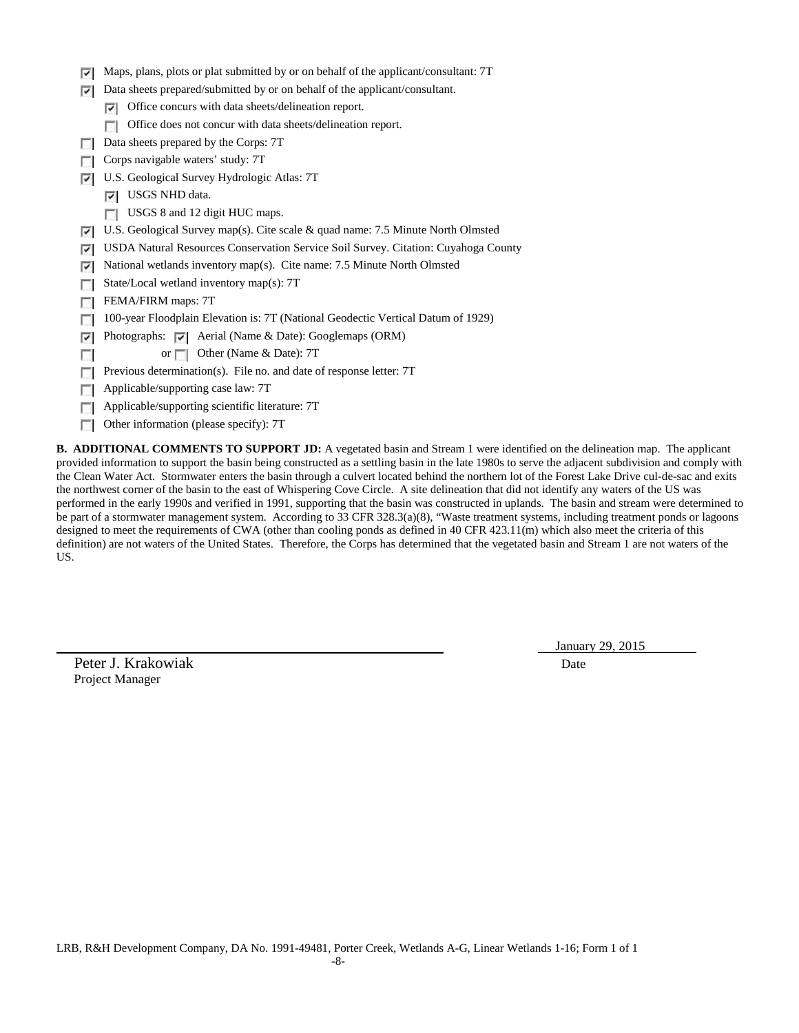- ☑ Maps, plans, plots or plat submitted by or on behalf of the applicant/consultant: 7T
- ☑ Data sheets prepared/submitted by or on behalf of the applicant/consultant.
  - ☑ Office concurs with data sheets/delineation report.
  - ☐ Office does not concur with data sheets/delineation report.
- ☐ Data sheets prepared by the Corps: 7T
- ☐ Corps navigable waters' study: 7T
- ☑ U.S. Geological Survey Hydrologic Atlas: 7T
  - ☑ USGS NHD data.
  - ☐ USGS 8 and 12 digit HUC maps.
- ☑ U.S. Geological Survey map(s). Cite scale & quad name: 7.5 Minute North Olmsted
- ☑ USDA Natural Resources Conservation Service Soil Survey. Citation: Cuyahoga County
- ☑ National wetlands inventory map(s). Cite name: 7.5 Minute North Olmsted
- ☐ State/Local wetland inventory map(s): 7T
- ☐ FEMA/FIRM maps: 7T
- ☐ 100-year Floodplain Elevation is: 7T (National Geodectic Vertical Datum of 1929)
- ☑ Photographs: ☑ Aerial (Name & Date): Googlemaps (ORM)
- ☐ or ☐ Other (Name & Date): 7T
- ☐ Previous determination(s). File no. and date of response letter: 7T
- ☐ Applicable/supporting case law: 7T
- ☐ Applicable/supporting scientific literature: 7T
- ☐ Other information (please specify): 7T

**B. ADDITIONAL COMMENTS TO SUPPORT JD:** A vegetated basin and Stream 1 were identified on the delineation map. The applicant provided information to support the basin being constructed as a settling basin in the late 1980s to serve the adjacent subdivision and comply with the Clean Water Act. Stormwater enters the basin through a culvert located behind the northern lot of the Forest Lake Drive cul-de-sac and exits the northwest corner of the basin to the east of Whispering Cove Circle. A site delineation that did not identify any waters of the US was performed in the early 1990s and verified in 1991, supporting that the basin was constructed in uplands. The basin and stream were determined to be part of a stormwater management system. According to 33 CFR 328.3(a)(8), "Waste treatment systems, including treatment ponds or lagoons designed to meet the requirements of CWA (other than cooling ponds as defined in 40 CFR 423.11(m) which also meet the criteria of this definition) are not waters of the United States. Therefore, the Corps has determined that the vegetated basin and Stream 1 are not waters of the US.

Peter J. Krakowiak
Project Manager

January 29, 2015
Date

LRB, R&H Development Company, DA No. 1991-49481, Porter Creek, Wetlands A-G, Linear Wetlands 1-16; Form 1 of 1